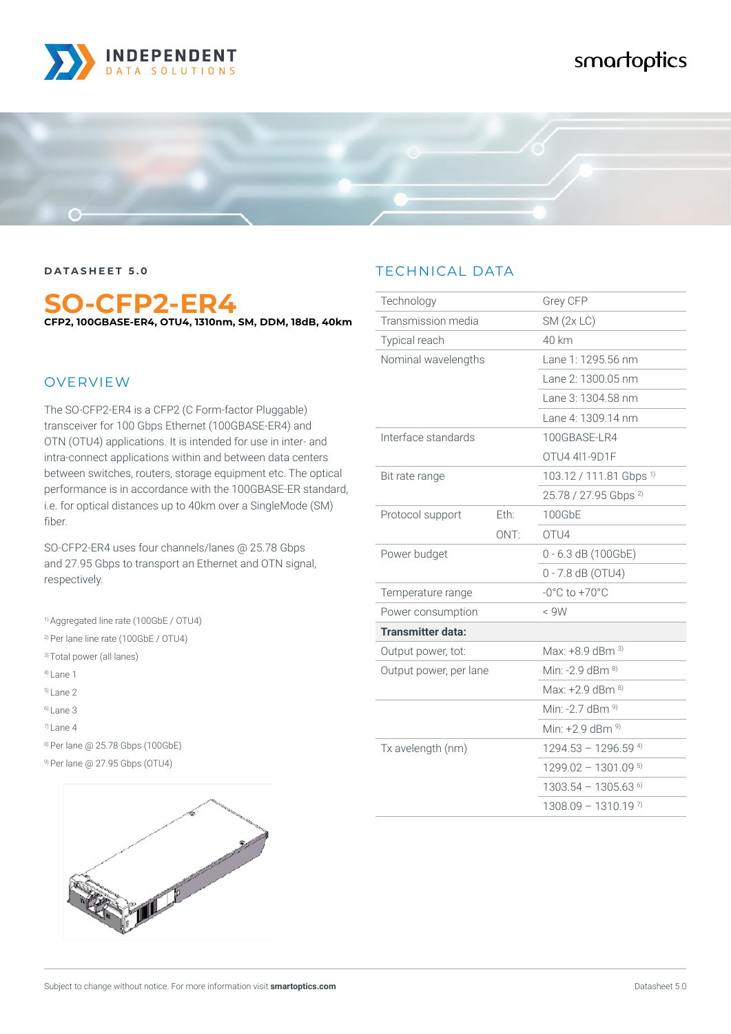DATASHEET 5.0

# SO-CFP2-ER4

**CFP2, 100GBASE-ER4, OTU4, 1310nm, SM, DDM, 18dB, 40km**

## OVERVIEW

The SO-CFP2-ER4 is a CFP2 (C Form-factor Pluggable) transceiver for 100 Gbps Ethernet (100GBASE-ER4) and OTN (OTU4) applications. It is intended for use in inter- and intra-connect applications within and between data centers between switches, routers, storage equipment etc. The optical performance is in accordance with the 100GBASE-ER standard, i.e. for optical distances up to 40km over a SingleMode (SM) fiber.

SO-CFP2-ER4 uses four channels/lanes @ 25.78 Gbps and 27.95 Gbps to transport an Ethernet and OTN signal, respectively.

[1] Aggregated line rate (100GbE / OTU4)
[2] Per lane line rate (100GbE / OTU4)
[3] Total power (all lanes)
[4] Lane 1
[5] Lane 2
[6] Lane 3
[7] Lane 4
[8] Per lane @ 25.78 Gbps (100GbE)
[9] Per lane @ 27.95 Gbps (OTU4)

## TECHNICAL DATA

| | | |
|---|---|---|
| Technology | | Grey CFP |
| Transmission media | | SM (2x LC) |
| Typical reach | | 40 km |
| Nominal wavelengths | | Lane 1: 1295.56 nm |
| | | Lane 2: 1300.05 nm |
| | | Lane 3: 1304.58 nm |
| | | Lane 4: 1309.14 nm |
| Interface standards | | 100GBASE-LR4 |
| | | OTU4 4I1-9D1F |
| Bit rate range | | 103.12 / 111.81 Gbps [1] |
| | | 25.78 / 27.95 Gbps [2] |
| Protocol support | Eth: | 100GbE |
| | ONT: | OTU4 |
| Power budget | | 0 - 6.3 dB (100GbE) |
| | | 0 - 7.8 dB (OTU4) |
| Temperature range | | -0°C to +70°C |
| Power consumption | | < 9W |
| **Transmitter data:** | | |
| Output power, tot: | | Max: +8.9 dBm [3] |
| Output power, per lane | | Min: -2.9 dBm [8] |
| | | Max: +2.9 dBm [8] |
| | | Min: -2.7 dBm [9] |
| | | Min: +2.9 dBm [9] |
| Tx avelength (nm) | | 1294.53 – 1296.59 [4] |
| | | 1299.02 – 1301.09 [5] |
| | | 1303.54 – 1305.63 [6] |
| | | 1308.09 – 1310.19 [7] |

Subject to change without notice. For more information visit **smartoptics.com**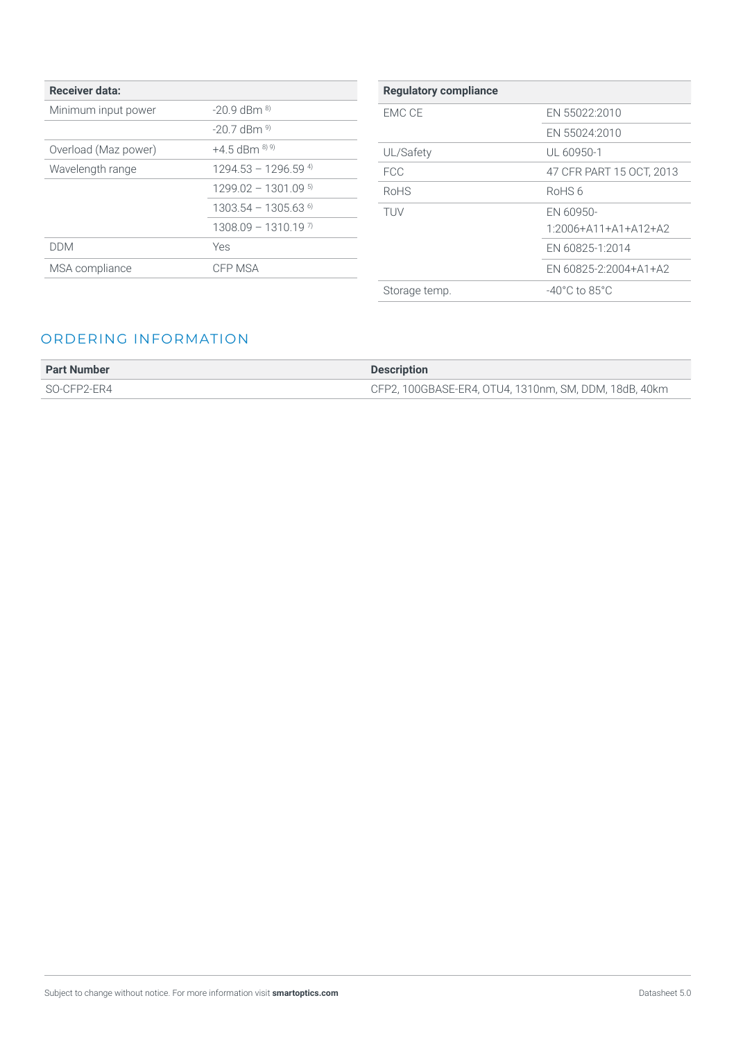| Receiver data: | |
| --- | --- |
| Minimum input power | -20.9 dBm [8] |
| | -20.7 dBm [9] |
| Overload (Maz power) | +4.5 dBm [8] [9] |
| Wavelength range | 1294.53 – 1296.59 [4] |
| | 1299.02 – 1301.09 [5] |
| | 1303.54 – 1305.63 [6] |
| | 1308.09 – 1310.19 [7] |
| DDM | Yes |
| MSA compliance | CFP MSA |

| Regulatory compliance | |
| --- | --- |
| EMC CE | EN 55022:2010 |
| | EN 55024:2010 |
| UL/Safety | UL 60950-1 |
| FCC | 47 CFR PART 15 OCT, 2013 |
| RoHS | RoHS 6 |
| TUV | EN 60950-1:2006+A11+A1+A12+A2 |
| | EN 60825-1:2014 |
| | EN 60825-2:2004+A1+A2 |
| Storage temp. | -40°C to 85°C |

## ORDERING INFORMATION

| Part Number | Description |
| --- | --- |
| SO-CFP2-ER4 | CFP2, 100GBASE-ER4, OTU4, 1310nm, SM, DDM, 18dB, 40km |

Subject to change without notice. For more information visit **smartoptics.com**

Datasheet 5.0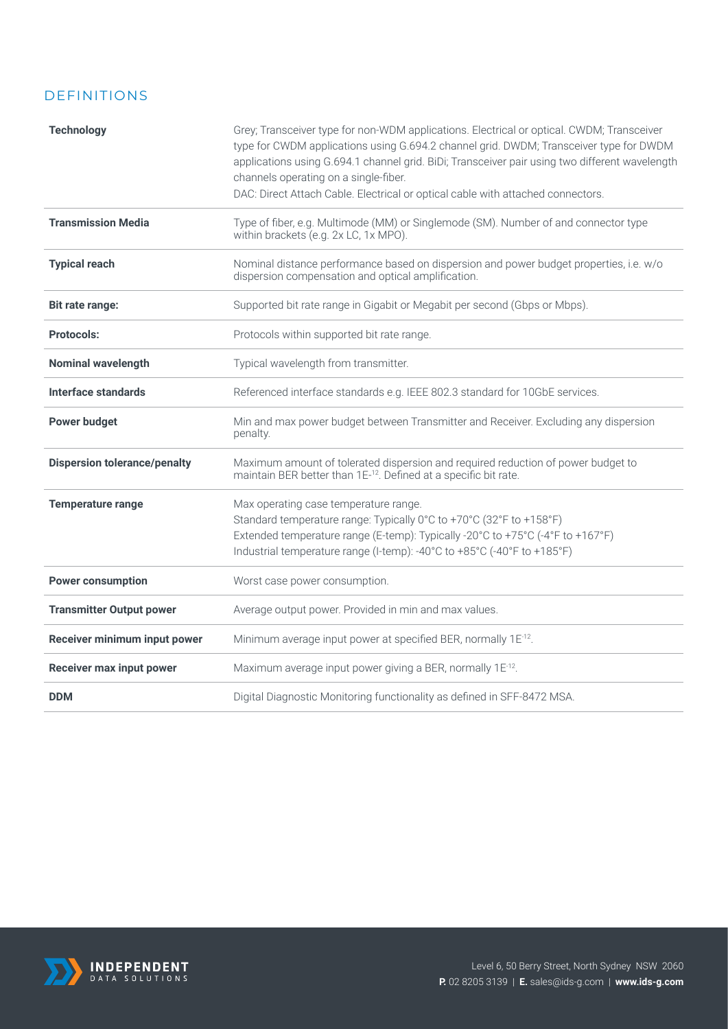## DEFINITIONS

| | |
|---|---|
| **Technology** | Grey; Transceiver type for non-WDM applications. Electrical or optical. CWDM; Transceiver type for CWDM applications using G.694.2 channel grid. DWDM; Transceiver type for DWDM applications using G.694.1 channel grid. BiDi; Transceiver pair using two different wavelength channels operating on a single-fiber.<br>DAC: Direct Attach Cable. Electrical or optical cable with attached connectors. |
| **Transmission Media** | Type of fiber, e.g. Multimode (MM) or Singlemode (SM). Number of and connector type within brackets (e.g. 2x LC, 1x MPO). |
| **Typical reach** | Nominal distance performance based on dispersion and power budget properties, i.e. w/o dispersion compensation and optical amplification. |
| **Bit rate range:** | Supported bit rate range in Gigabit or Megabit per second (Gbps or Mbps). |
| **Protocols:** | Protocols within supported bit rate range. |
| **Nominal wavelength** | Typical wavelength from transmitter. |
| **Interface standards** | Referenced interface standards e.g. IEEE 802.3 standard for 10GbE services. |
| **Power budget** | Min and max power budget between Transmitter and Receiver. Excluding any dispersion penalty. |
| **Dispersion tolerance/penalty** | Maximum amount of tolerated dispersion and required reduction of power budget to maintain BER better than $1E^{-12}$. Defined at a specific bit rate. |
| **Temperature range** | Max operating case temperature range.<br>Standard temperature range: Typically 0°C to +70°C (32°F to +158°F)<br>Extended temperature range (E-temp): Typically -20°C to +75°C (-4°F to +167°F)<br>Industrial temperature range (I-temp): -40°C to +85°C (-40°F to +185°F) |
| **Power consumption** | Worst case power consumption. |
| **Transmitter Output power** | Average output power. Provided in min and max values. |
| **Receiver minimum input power** | Minimum average input power at specified BER, normally $1E^{-12}$. |
| **Receiver max input power** | Maximum average input power giving a BER, normally $1E^{-12}$. |
| **DDM** | Digital Diagnostic Monitoring functionality as defined in SFF-8472 MSA. |

INDEPENDENT DATA SOLUTIONS

Level 6, 50 Berry Street, North Sydney NSW 2060
**P.** 02 8205 3139 | **E.** sales@ids-g.com | **www.ids-g.com**